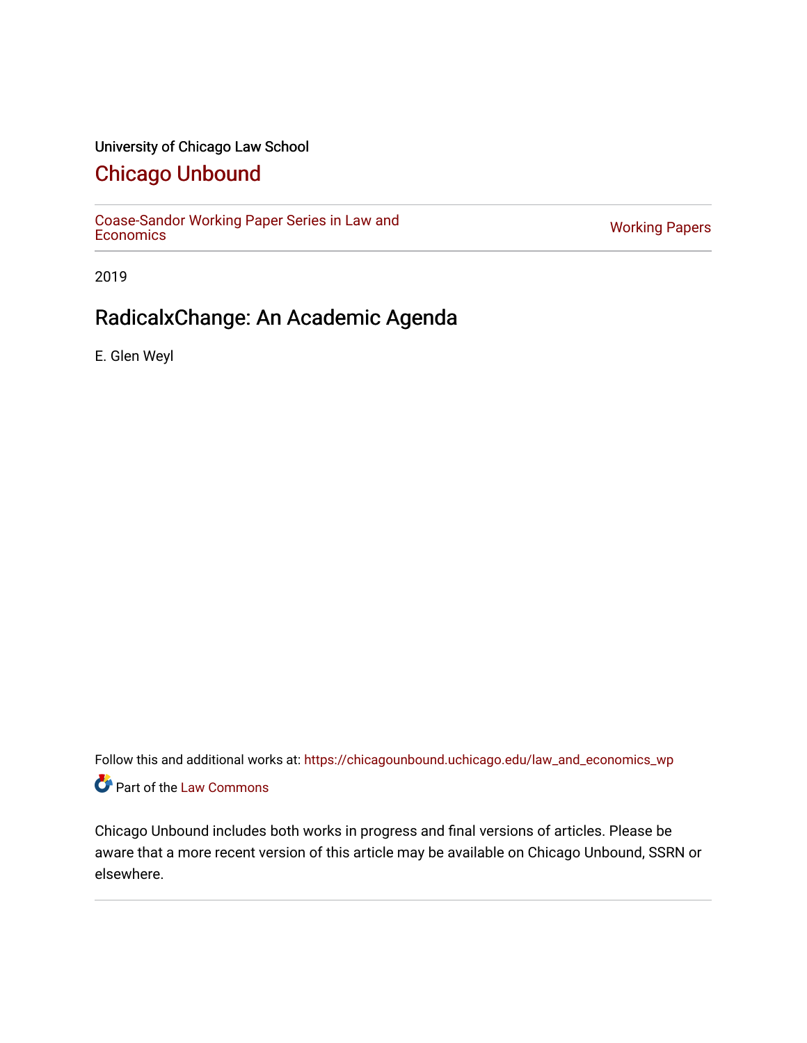University of Chicago Law School

# Chicago Unbound

Coase-Sandor Working Paper Series in Law and Economics | Working Papers

2019

## RadicalxChange: An Academic Agenda

E. Glen Weyl

Follow this and additional works at: https://chicagounbound.uchicago.edu/law_and_economics_wp

Part of the Law Commons

Chicago Unbound includes both works in progress and final versions of articles. Please be aware that a more recent version of this article may be available on Chicago Unbound, SSRN or elsewhere.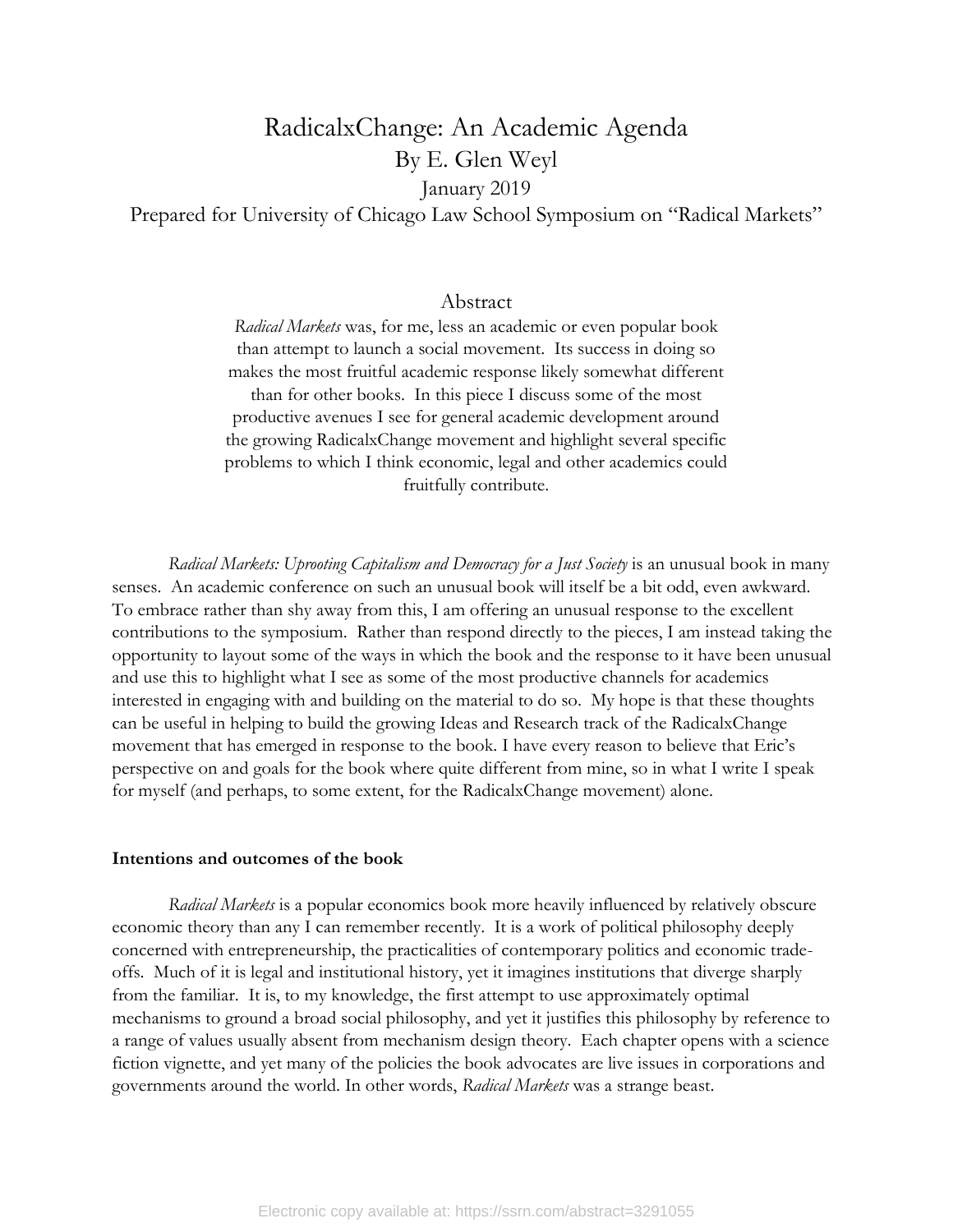# RadicalxChange: An Academic Agenda

By E. Glen Weyl

January 2019

Prepared for University of Chicago Law School Symposium on "Radical Markets"

## Abstract

*Radical Markets* was, for me, less an academic or even popular book than attempt to launch a social movement. Its success in doing so makes the most fruitful academic response likely somewhat different than for other books. In this piece I discuss some of the most productive avenues I see for general academic development around the growing RadicalxChange movement and highlight several specific problems to which I think economic, legal and other academics could fruitfully contribute.

*Radical Markets: Uprooting Capitalism and Democracy for a Just Society* is an unusual book in many senses. An academic conference on such an unusual book will itself be a bit odd, even awkward. To embrace rather than shy away from this, I am offering an unusual response to the excellent contributions to the symposium. Rather than respond directly to the pieces, I am instead taking the opportunity to layout some of the ways in which the book and the response to it have been unusual and use this to highlight what I see as some of the most productive channels for academics interested in engaging with and building on the material to do so. My hope is that these thoughts can be useful in helping to build the growing Ideas and Research track of the RadicalxChange movement that has emerged in response to the book. I have every reason to believe that Eric's perspective on and goals for the book where quite different from mine, so in what I write I speak for myself (and perhaps, to some extent, for the RadicalxChange movement) alone.

**Intentions and outcomes of the book**

*Radical Markets* is a popular economics book more heavily influenced by relatively obscure economic theory than any I can remember recently. It is a work of political philosophy deeply concerned with entrepreneurship, the practicalities of contemporary politics and economic trade-offs. Much of it is legal and institutional history, yet it imagines institutions that diverge sharply from the familiar. It is, to my knowledge, the first attempt to use approximately optimal mechanisms to ground a broad social philosophy, and yet it justifies this philosophy by reference to a range of values usually absent from mechanism design theory. Each chapter opens with a science fiction vignette, and yet many of the policies the book advocates are live issues in corporations and governments around the world. In other words, *Radical Markets* was a strange beast.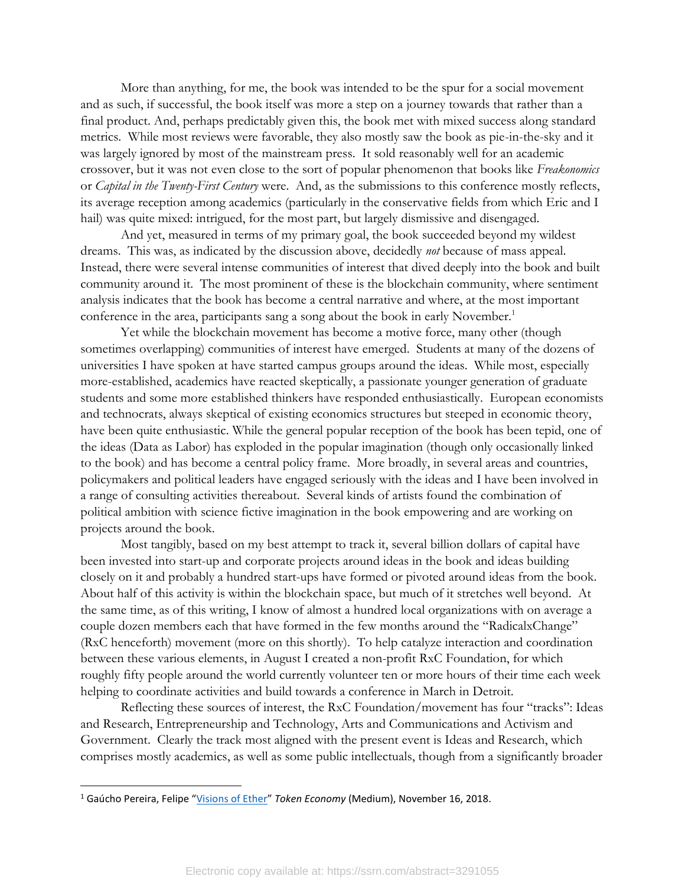More than anything, for me, the book was intended to be the spur for a social movement and as such, if successful, the book itself was more a step on a journey towards that rather than a final product. And, perhaps predictably given this, the book met with mixed success along standard metrics. While most reviews were favorable, they also mostly saw the book as pie-in-the-sky and it was largely ignored by most of the mainstream press. It sold reasonably well for an academic crossover, but it was not even close to the sort of popular phenomenon that books like *Freakonomics* or *Capital in the Twenty-First Century* were. And, as the submissions to this conference mostly reflects, its average reception among academics (particularly in the conservative fields from which Eric and I hail) was quite mixed: intrigued, for the most part, but largely dismissive and disengaged.

And yet, measured in terms of my primary goal, the book succeeded beyond my wildest dreams. This was, as indicated by the discussion above, decidedly *not* because of mass appeal. Instead, there were several intense communities of interest that dived deeply into the book and built community around it. The most prominent of these is the blockchain community, where sentiment analysis indicates that the book has become a central narrative and where, at the most important conference in the area, participants sang a song about the book in early November.[1]

Yet while the blockchain movement has become a motive force, many other (though sometimes overlapping) communities of interest have emerged. Students at many of the dozens of universities I have spoken at have started campus groups around the ideas. While most, especially more-established, academics have reacted skeptically, a passionate younger generation of graduate students and some more established thinkers have responded enthusiastically. European economists and technocrats, always skeptical of existing economics structures but steeped in economic theory, have been quite enthusiastic. While the general popular reception of the book has been tepid, one of the ideas (Data as Labor) has exploded in the popular imagination (though only occasionally linked to the book) and has become a central policy frame. More broadly, in several areas and countries, policymakers and political leaders have engaged seriously with the ideas and I have been involved in a range of consulting activities thereabout. Several kinds of artists found the combination of political ambition with science fictive imagination in the book empowering and are working on projects around the book.

Most tangibly, based on my best attempt to track it, several billion dollars of capital have been invested into start-up and corporate projects around ideas in the book and ideas building closely on it and probably a hundred start-ups have formed or pivoted around ideas from the book. About half of this activity is within the blockchain space, but much of it stretches well beyond. At the same time, as of this writing, I know of almost a hundred local organizations with on average a couple dozen members each that have formed in the few months around the "RadicalxChange" (RxC henceforth) movement (more on this shortly). To help catalyze interaction and coordination between these various elements, in August I created a non-profit RxC Foundation, for which roughly fifty people around the world currently volunteer ten or more hours of their time each week helping to coordinate activities and build towards a conference in March in Detroit.

Reflecting these sources of interest, the RxC Foundation/movement has four "tracks": Ideas and Research, Entrepreneurship and Technology, Arts and Communications and Activism and Government. Clearly the track most aligned with the present event is Ideas and Research, which comprises mostly academics, as well as some public intellectuals, though from a significantly broader

---

[1] Gaúcho Pereira, Felipe "Visions of Ether" *Token Economy* (Medium), November 16, 2018.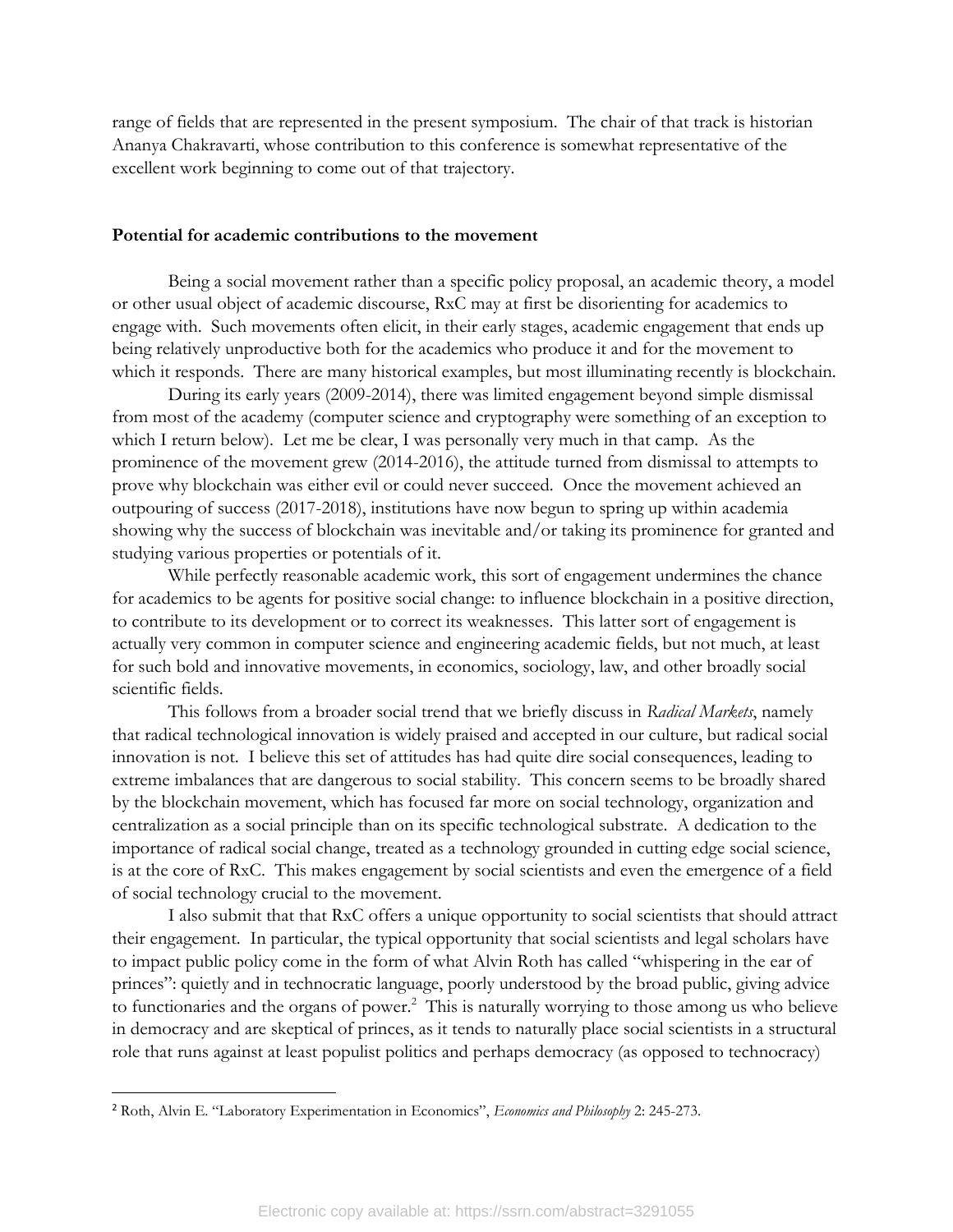range of fields that are represented in the present symposium. The chair of that track is historian Ananya Chakravarti, whose contribution to this conference is somewhat representative of the excellent work beginning to come out of that trajectory.

**Potential for academic contributions to the movement**

Being a social movement rather than a specific policy proposal, an academic theory, a model or other usual object of academic discourse, RxC may at first be disorienting for academics to engage with. Such movements often elicit, in their early stages, academic engagement that ends up being relatively unproductive both for the academics who produce it and for the movement to which it responds. There are many historical examples, but most illuminating recently is blockchain.

During its early years (2009-2014), there was limited engagement beyond simple dismissal from most of the academy (computer science and cryptography were something of an exception to which I return below). Let me be clear, I was personally very much in that camp. As the prominence of the movement grew (2014-2016), the attitude turned from dismissal to attempts to prove why blockchain was either evil or could never succeed. Once the movement achieved an outpouring of success (2017-2018), institutions have now begun to spring up within academia showing why the success of blockchain was inevitable and/or taking its prominence for granted and studying various properties or potentials of it.

While perfectly reasonable academic work, this sort of engagement undermines the chance for academics to be agents for positive social change: to influence blockchain in a positive direction, to contribute to its development or to correct its weaknesses. This latter sort of engagement is actually very common in computer science and engineering academic fields, but not much, at least for such bold and innovative movements, in economics, sociology, law, and other broadly social scientific fields.

This follows from a broader social trend that we briefly discuss in *Radical Markets*, namely that radical technological innovation is widely praised and accepted in our culture, but radical social innovation is not. I believe this set of attitudes has had quite dire social consequences, leading to extreme imbalances that are dangerous to social stability. This concern seems to be broadly shared by the blockchain movement, which has focused far more on social technology, organization and centralization as a social principle than on its specific technological substrate. A dedication to the importance of radical social change, treated as a technology grounded in cutting edge social science, is at the core of RxC. This makes engagement by social scientists and even the emergence of a field of social technology crucial to the movement.

I also submit that that RxC offers a unique opportunity to social scientists that should attract their engagement. In particular, the typical opportunity that social scientists and legal scholars have to impact public policy come in the form of what Alvin Roth has called "whispering in the ear of princes": quietly and in technocratic language, poorly understood by the broad public, giving advice to functionaries and the organs of power.[2] This is naturally worrying to those among us who believe in democracy and are skeptical of princes, as it tends to naturally place social scientists in a structural role that runs against at least populist politics and perhaps democracy (as opposed to technocracy)

[2] Roth, Alvin E. "Laboratory Experimentation in Economics", *Economics and Philosophy* 2: 245-273.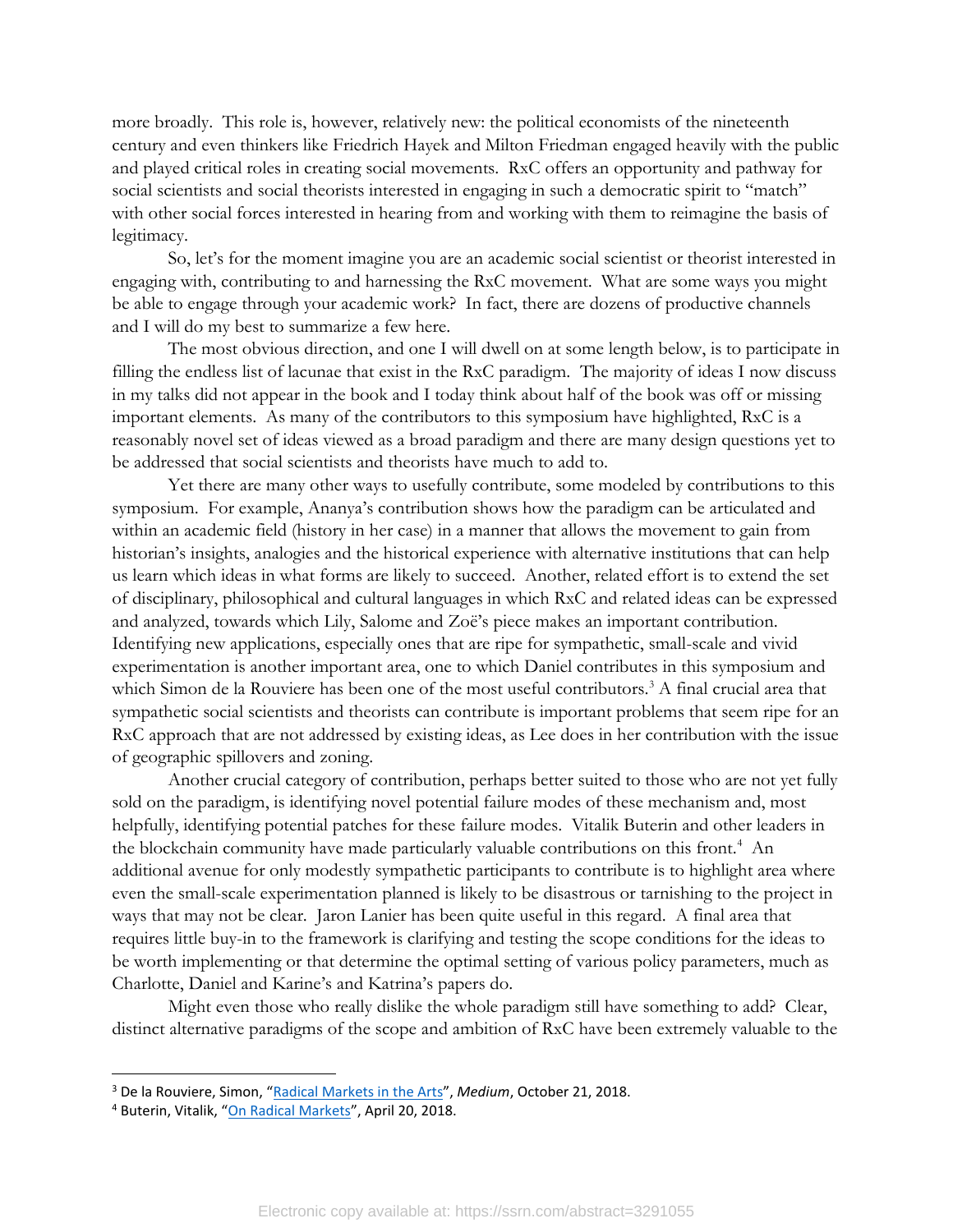more broadly. This role is, however, relatively new: the political economists of the nineteenth century and even thinkers like Friedrich Hayek and Milton Friedman engaged heavily with the public and played critical roles in creating social movements. RxC offers an opportunity and pathway for social scientists and social theorists interested in engaging in such a democratic spirit to "match" with other social forces interested in hearing from and working with them to reimagine the basis of legitimacy.

So, let's for the moment imagine you are an academic social scientist or theorist interested in engaging with, contributing to and harnessing the RxC movement. What are some ways you might be able to engage through your academic work? In fact, there are dozens of productive channels and I will do my best to summarize a few here.

The most obvious direction, and one I will dwell on at some length below, is to participate in filling the endless list of lacunae that exist in the RxC paradigm. The majority of ideas I now discuss in my talks did not appear in the book and I today think about half of the book was off or missing important elements. As many of the contributors to this symposium have highlighted, RxC is a reasonably novel set of ideas viewed as a broad paradigm and there are many design questions yet to be addressed that social scientists and theorists have much to add to.

Yet there are many other ways to usefully contribute, some modeled by contributions to this symposium. For example, Ananya's contribution shows how the paradigm can be articulated and within an academic field (history in her case) in a manner that allows the movement to gain from historian's insights, analogies and the historical experience with alternative institutions that can help us learn which ideas in what forms are likely to succeed. Another, related effort is to extend the set of disciplinary, philosophical and cultural languages in which RxC and related ideas can be expressed and analyzed, towards which Lily, Salome and Zoë's piece makes an important contribution. Identifying new applications, especially ones that are ripe for sympathetic, small-scale and vivid experimentation is another important area, one to which Daniel contributes in this symposium and which Simon de la Rouviere has been one of the most useful contributors.[3] A final crucial area that sympathetic social scientists and theorists can contribute is important problems that seem ripe for an RxC approach that are not addressed by existing ideas, as Lee does in her contribution with the issue of geographic spillovers and zoning.

Another crucial category of contribution, perhaps better suited to those who are not yet fully sold on the paradigm, is identifying novel potential failure modes of these mechanism and, most helpfully, identifying potential patches for these failure modes. Vitalik Buterin and other leaders in the blockchain community have made particularly valuable contributions on this front.[4] An additional avenue for only modestly sympathetic participants to contribute is to highlight area where even the small-scale experimentation planned is likely to be disastrous or tarnishing to the project in ways that may not be clear. Jaron Lanier has been quite useful in this regard. A final area that requires little buy-in to the framework is clarifying and testing the scope conditions for the ideas to be worth implementing or that determine the optimal setting of various policy parameters, much as Charlotte, Daniel and Karine's and Katrina's papers do.

Might even those who really dislike the whole paradigm still have something to add? Clear, distinct alternative paradigms of the scope and ambition of RxC have been extremely valuable to the

---

[3] De la Rouviere, Simon, "Radical Markets in the Arts", *Medium*, October 21, 2018.

[4] Buterin, Vitalik, "On Radical Markets", April 20, 2018.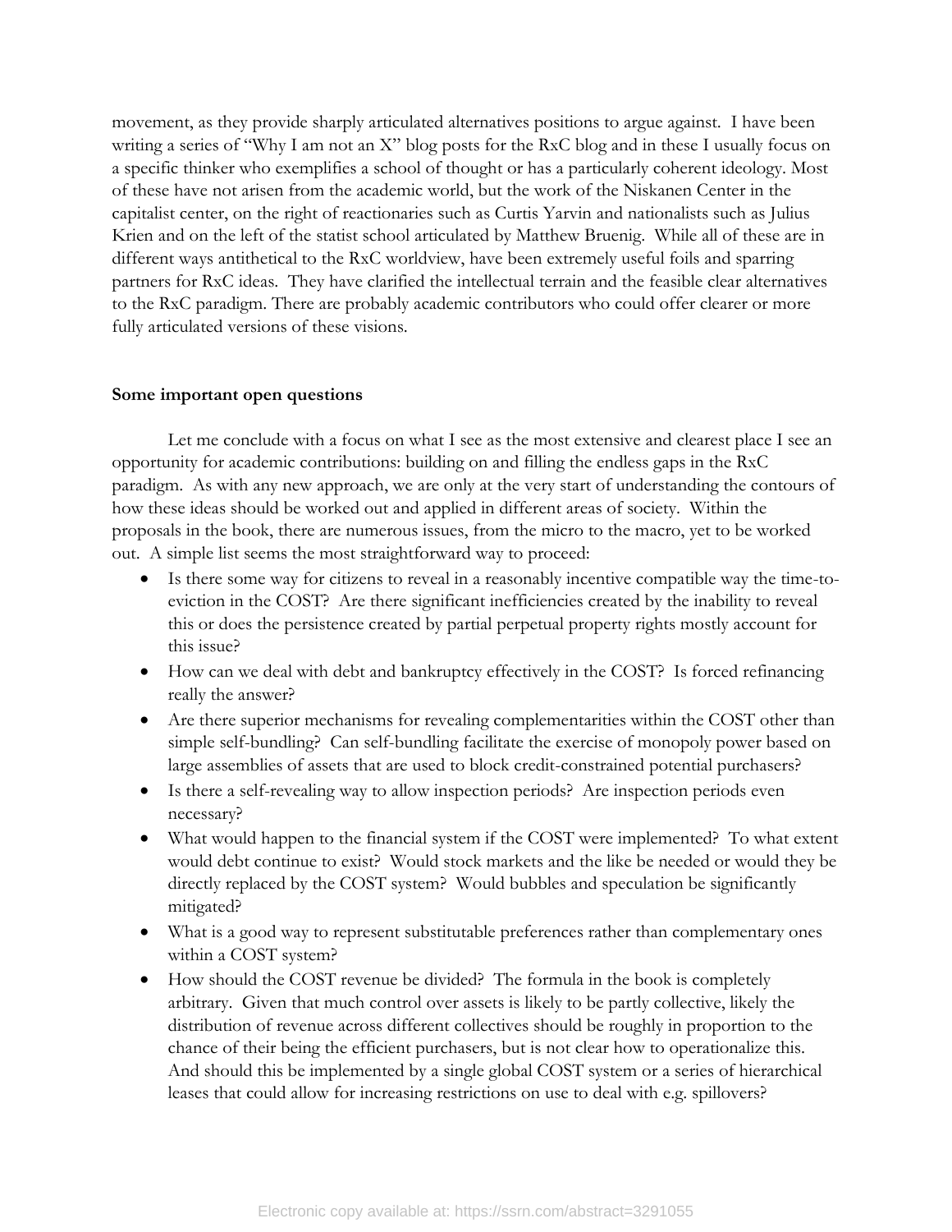movement, as they provide sharply articulated alternatives positions to argue against. I have been writing a series of "Why I am not an X" blog posts for the RxC blog and in these I usually focus on a specific thinker who exemplifies a school of thought or has a particularly coherent ideology. Most of these have not arisen from the academic world, but the work of the Niskanen Center in the capitalist center, on the right of reactionaries such as Curtis Yarvin and nationalists such as Julius Krien and on the left of the statist school articulated by Matthew Bruenig. While all of these are in different ways antithetical to the RxC worldview, have been extremely useful foils and sparring partners for RxC ideas. They have clarified the intellectual terrain and the feasible clear alternatives to the RxC paradigm. There are probably academic contributors who could offer clearer or more fully articulated versions of these visions.

**Some important open questions**

Let me conclude with a focus on what I see as the most extensive and clearest place I see an opportunity for academic contributions: building on and filling the endless gaps in the RxC paradigm. As with any new approach, we are only at the very start of understanding the contours of how these ideas should be worked out and applied in different areas of society. Within the proposals in the book, there are numerous issues, from the micro to the macro, yet to be worked out. A simple list seems the most straightforward way to proceed:

- Is there some way for citizens to reveal in a reasonably incentive compatible way the time-to-eviction in the COST? Are there significant inefficiencies created by the inability to reveal this or does the persistence created by partial perpetual property rights mostly account for this issue?
- How can we deal with debt and bankruptcy effectively in the COST? Is forced refinancing really the answer?
- Are there superior mechanisms for revealing complementarities within the COST other than simple self-bundling? Can self-bundling facilitate the exercise of monopoly power based on large assemblies of assets that are used to block credit-constrained potential purchasers?
- Is there a self-revealing way to allow inspection periods? Are inspection periods even necessary?
- What would happen to the financial system if the COST were implemented? To what extent would debt continue to exist? Would stock markets and the like be needed or would they be directly replaced by the COST system? Would bubbles and speculation be significantly mitigated?
- What is a good way to represent substitutable preferences rather than complementary ones within a COST system?
- How should the COST revenue be divided? The formula in the book is completely arbitrary. Given that much control over assets is likely to be partly collective, likely the distribution of revenue across different collectives should be roughly in proportion to the chance of their being the efficient purchasers, but is not clear how to operationalize this. And should this be implemented by a single global COST system or a series of hierarchical leases that could allow for increasing restrictions on use to deal with e.g. spillovers?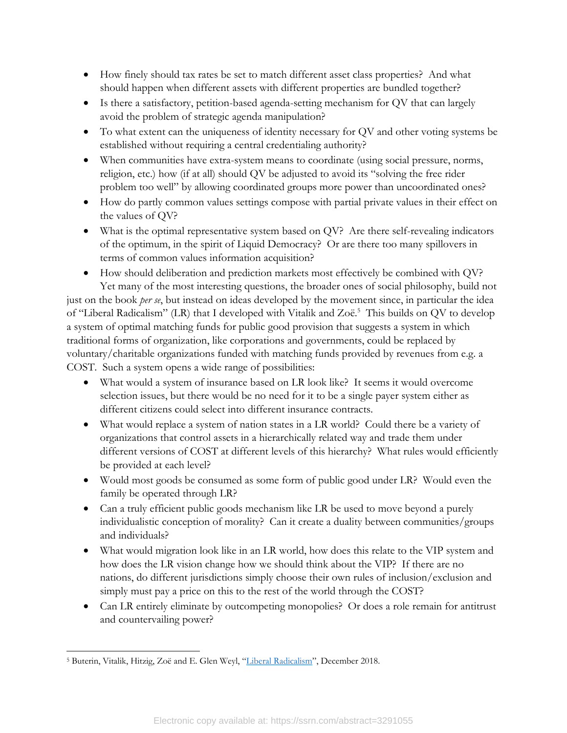- How finely should tax rates be set to match different asset class properties? And what should happen when different assets with different properties are bundled together?
- Is there a satisfactory, petition-based agenda-setting mechanism for QV that can largely avoid the problem of strategic agenda manipulation?
- To what extent can the uniqueness of identity necessary for QV and other voting systems be established without requiring a central credentialing authority?
- When communities have extra-system means to coordinate (using social pressure, norms, religion, etc.) how (if at all) should QV be adjusted to avoid its "solving the free rider problem too well" by allowing coordinated groups more power than uncoordinated ones?
- How do partly common values settings compose with partial private values in their effect on the values of QV?
- What is the optimal representative system based on QV? Are there self-revealing indicators of the optimum, in the spirit of Liquid Democracy? Or are there too many spillovers in terms of common values information acquisition?
- How should deliberation and prediction markets most effectively be combined with QV?

Yet many of the most interesting questions, the broader ones of social philosophy, build not just on the book *per se*, but instead on ideas developed by the movement since, in particular the idea of "Liberal Radicalism" (LR) that I developed with Vitalik and Zoë.[5] This builds on QV to develop a system of optimal matching funds for public good provision that suggests a system in which traditional forms of organization, like corporations and governments, could be replaced by voluntary/charitable organizations funded with matching funds provided by revenues from e.g. a COST. Such a system opens a wide range of possibilities:

- What would a system of insurance based on LR look like? It seems it would overcome selection issues, but there would be no need for it to be a single payer system either as different citizens could select into different insurance contracts.
- What would replace a system of nation states in a LR world? Could there be a variety of organizations that control assets in a hierarchically related way and trade them under different versions of COST at different levels of this hierarchy? What rules would efficiently be provided at each level?
- Would most goods be consumed as some form of public good under LR? Would even the family be operated through LR?
- Can a truly efficient public goods mechanism like LR be used to move beyond a purely individualistic conception of morality? Can it create a duality between communities/groups and individuals?
- What would migration look like in an LR world, how does this relate to the VIP system and how does the LR vision change how we should think about the VIP? If there are no nations, do different jurisdictions simply choose their own rules of inclusion/exclusion and simply must pay a price on this to the rest of the world through the COST?
- Can LR entirely eliminate by outcompeting monopolies? Or does a role remain for antitrust and countervailing power?

---

[5] Buterin, Vitalik, Hitzig, Zoë and E. Glen Weyl, "Liberal Radicalism", December 2018.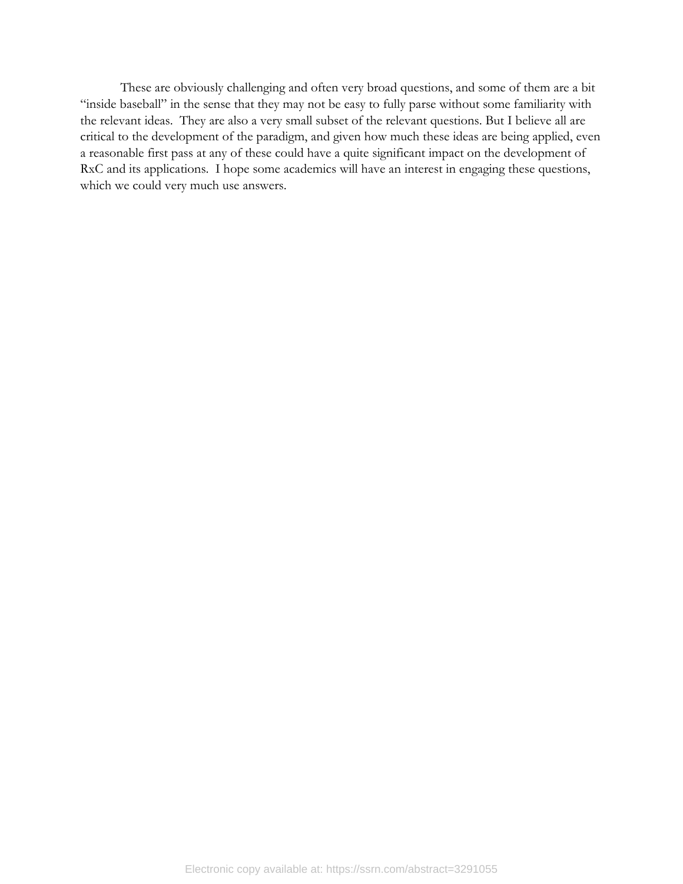These are obviously challenging and often very broad questions, and some of them are a bit "inside baseball" in the sense that they may not be easy to fully parse without some familiarity with the relevant ideas. They are also a very small subset of the relevant questions. But I believe all are critical to the development of the paradigm, and given how much these ideas are being applied, even a reasonable first pass at any of these could have a quite significant impact on the development of RxC and its applications. I hope some academics will have an interest in engaging these questions, which we could very much use answers.